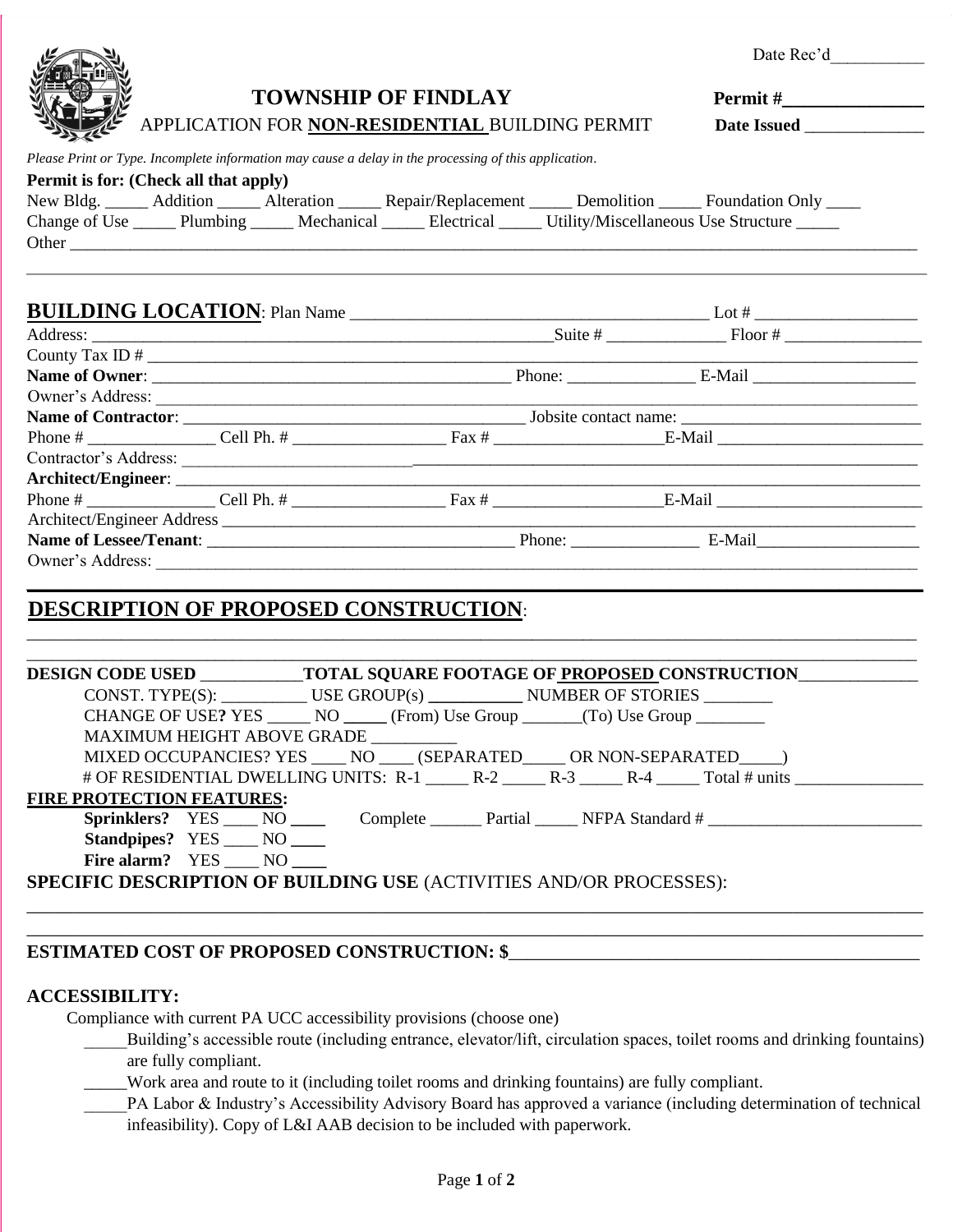Date Rec'd__________

# TOWNSHIP OF FINDLAY

APPLICATION FOR **NON-RESIDENTIAL** BUILDING PERMIT

**Permit #**______________

**Date Issued** ______________

*Please Print or Type. Incomplete information may cause a delay in the processing of this application.*

**Permit is for: (Check all that apply)**

New Bldg. _____ Addition _____ Alteration _____ Repair/Replacement _____ Demolition _____ Foundation Only ____
Change of Use _____ Plumbing _____ Mechanical _____ Electrical _____ Utility/Miscellaneous Use Structure _____
Other ______________________________________________________________________________________

## BUILDING LOCATION: Plan Name ________________________________________ Lot # __________________

Address: ______________________________________________________Suite # _____________ Floor # ________________
County Tax ID # ________________________________________________________________________________________
**Name of Owner**: __________________________________________ Phone: ______________ E-Mail ___________________
Owner's Address: _______________________________________________________________________________________
**Name of Contractor**: __________________________________________ Jobsite contact name: ___________________________
Phone # ______________ Cell Ph. # _________________ Fax # ___________________E-Mail ________________________
Contractor's Address: _____________________________________________________________________________________
**Architect/Engineer**: _____________________________________________________________________________________
Phone # ______________ Cell Ph. # _________________ Fax # ___________________E-Mail ________________________
Architect/Engineer Address _________________________________________________________________________________
**Name of Lessee/Tenant**: ____________________________________ Phone: ______________ E-Mail___________________
Owner's Address: _______________________________________________________________________________________

## DESCRIPTION OF PROPOSED CONSTRUCTION:

______________________________________________________________________________________________________
______________________________________________________________________________________________________

**DESIGN CODE USED** ___________**TOTAL SQUARE FOOTAGE OF PROPOSED CONSTRUCTION**_____________

CONST. TYPE(S): __________ USE GROUP(s) __________ NUMBER OF STORIES ________
CHANGE OF USE? YES _____ NO _____ (From) Use Group _______(To) Use Group ________
MAXIMUM HEIGHT ABOVE GRADE __________
MIXED OCCUPANCIES? YES ____ NO ____ (SEPARATED_____ OR NON-SEPARATED_____)
# OF RESIDENTIAL DWELLING UNITS: R-1 _____ R-2 _____ R-3 _____ R-4 _____ Total # units _______________

**FIRE PROTECTION FEATURES:**

**Sprinklers?** YES ____ NO ____ Complete ______ Partial _____ NFPA Standard # _________________________
**Standpipes?** YES ____ NO ____
**Fire alarm?** YES ____ NO ____

**SPECIFIC DESCRIPTION OF BUILDING USE** (ACTIVITIES AND/OR PROCESSES):

______________________________________________________________________________________________________
______________________________________________________________________________________________________

**ESTIMATED COST OF PROPOSED CONSTRUCTION: $**______________________________________________

**ACCESSIBILITY:**

Compliance with current PA UCC accessibility provisions (choose one)

_____Building's accessible route (including entrance, elevator/lift, circulation spaces, toilet rooms and drinking fountains) are fully compliant.

_____Work area and route to it (including toilet rooms and drinking fountains) are fully compliant.

_____PA Labor & Industry's Accessibility Advisory Board has approved a variance (including determination of technical infeasibility). Copy of L&I AAB decision to be included with paperwork.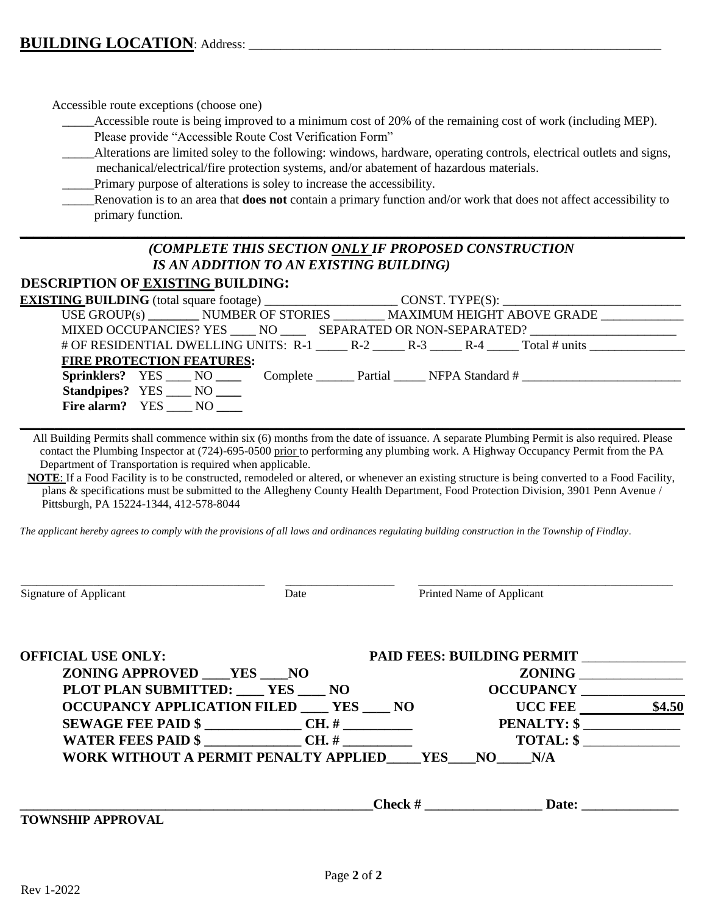**BUILDING LOCATION**: Address: ____________________________________________________________

Accessible route exceptions (choose one)

_____Accessible route is being improved to a minimum cost of 20% of the remaining cost of work (including MEP). Please provide "Accessible Route Cost Verification Form"

_____Alterations are limited soley to the following: windows, hardware, operating controls, electrical outlets and signs, mechanical/electrical/fire protection systems, and/or abatement of hazardous materials.

_____Primary purpose of alterations is soley to increase the accessibility.

_____Renovation is to an area that **does not** contain a primary function and/or work that does not affect accessibility to primary function.

***(COMPLETE THIS SECTION ONLY IF PROPOSED CONSTRUCTION IS AN ADDITION TO AN EXISTING BUILDING)***

**DESCRIPTION OF EXISTING BUILDING:**

**EXISTING BUILDING** (total square footage) ____________________ CONST. TYPE(S): ____________________________

USE GROUP(s) ________ NUMBER OF STORIES ________ MAXIMUM HEIGHT ABOVE GRADE _____________

MIXED OCCUPANCIES? YES ____ NO ____ SEPARATED OR NON-SEPARATED? _______________________

# OF RESIDENTIAL DWELLING UNITS: R-1 _____ R-2 _____ R-3 _____ R-4 _____ Total # units _______________

**FIRE PROTECTION FEATURES:**

**Sprinklers?** YES ____ NO ____ Complete ______ Partial _____ NFPA Standard # _________________________

**Standpipes?** YES ____ NO ____

**Fire alarm?** YES ____ NO ____

All Building Permits shall commence within six (6) months from the date of issuance. A separate Plumbing Permit is also required. Please contact the Plumbing Inspector at (724)-695-0500 prior to performing any plumbing work. A Highway Occupancy Permit from the PA Department of Transportation is required when applicable.

**NOTE**: If a Food Facility is to be constructed, remodeled or altered, or whenever an existing structure is being converted to a Food Facility, plans & specifications must be submitted to the Allegheny County Health Department, Food Protection Division, 3901 Penn Avenue / Pittsburgh, PA 15224-1344, 412-578-8044

*The applicant hereby agrees to comply with the provisions of all laws and ordinances regulating building construction in the Township of Findlay.*

_________________________________________ __________________ _____________________________________________

Signature of Applicant Date Printed Name of Applicant

**OFFICIAL USE ONLY:**

**ZONING APPROVED ____YES ____NO**

**PLOT PLAN SUBMITTED: ____ YES ____ NO**

**OCCUPANCY APPLICATION FILED ____ YES ____ NO**

**SEWAGE FEE PAID $ ______________ CH. # __________**

**WATER FEES PAID $ ______________ CH. # __________**

**WORK WITHOUT A PERMIT PENALTY APPLIED_____YES____NO_____N/A**

**PAID FEES: BUILDING PERMIT** _______________

**ZONING** _______________

**OCCUPANCY** _______________

**UCC FEE** **$4.50**

**PENALTY: $** ______________

**TOTAL: $** ______________

**______________________________________________________Check # _________________ Date: ______________**

**TOWNSHIP APPROVAL**

Rev 1-2022